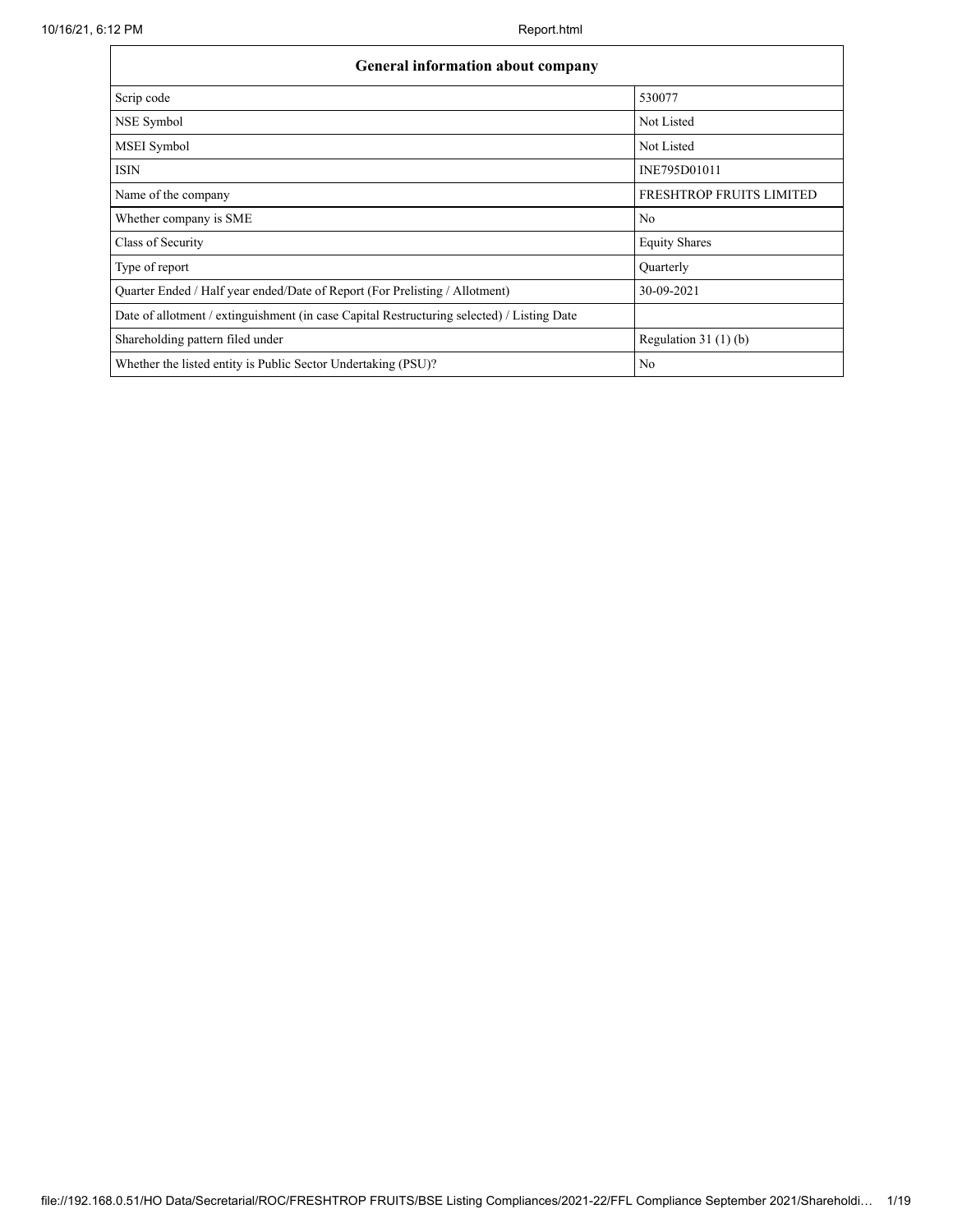| General information about company | |
|---|---|
| Scrip code | 530077 |
| NSE Symbol | Not Listed |
| MSEI Symbol | Not Listed |
| ISIN | INE795D01011 |
| Name of the company | FRESHTROP FRUITS LIMITED |
| Whether company is SME | No |
| Class of Security | Equity Shares |
| Type of report | Quarterly |
| Quarter Ended / Half year ended/Date of Report (For Prelisting / Allotment) | 30-09-2021 |
| Date of allotment / extinguishment (in case Capital Restructuring selected) / Listing Date | |
| Shareholding pattern filed under | Regulation 31 (1) (b) |
| Whether the listed entity is Public Sector Undertaking (PSU)? | No |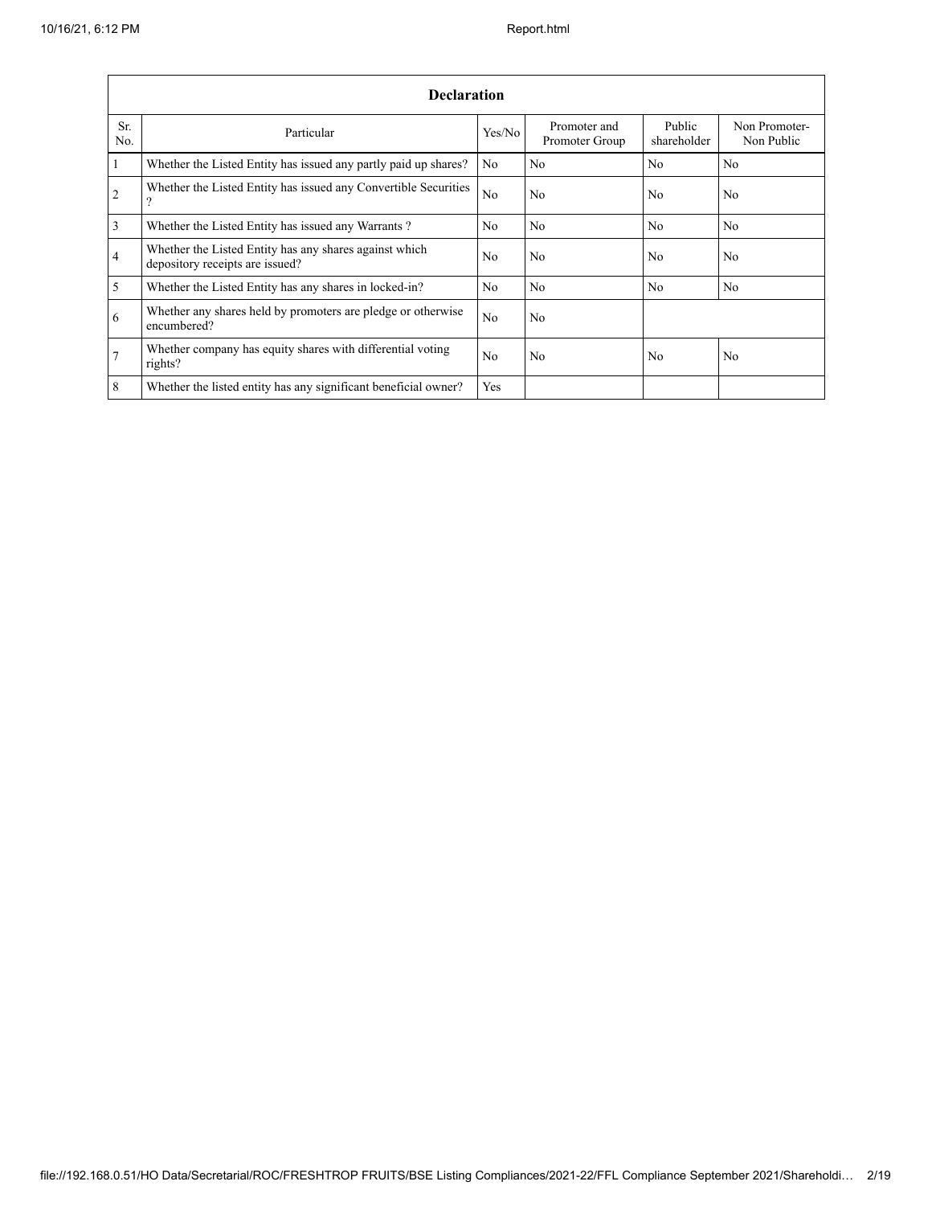| Declaration | | | | | |
|---|---|---|---|---|---|
| Sr. No. | Particular | Yes/No | Promoter and Promoter Group | Public shareholder | Non Promoter-Non Public |
| 1 | Whether the Listed Entity has issued any partly paid up shares? | No | No | No | No |
| 2 | Whether the Listed Entity has issued any Convertible Securities ? | No | No | No | No |
| 3 | Whether the Listed Entity has issued any Warrants ? | No | No | No | No |
| 4 | Whether the Listed Entity has any shares against which depository receipts are issued? | No | No | No | No |
| 5 | Whether the Listed Entity has any shares in locked-in? | No | No | No | No |
| 6 | Whether any shares held by promoters are pledge or otherwise encumbered? | No | No | | |
| 7 | Whether company has equity shares with differential voting rights? | No | No | No | No |
| 8 | Whether the listed entity has any significant beneficial owner? | Yes | | | |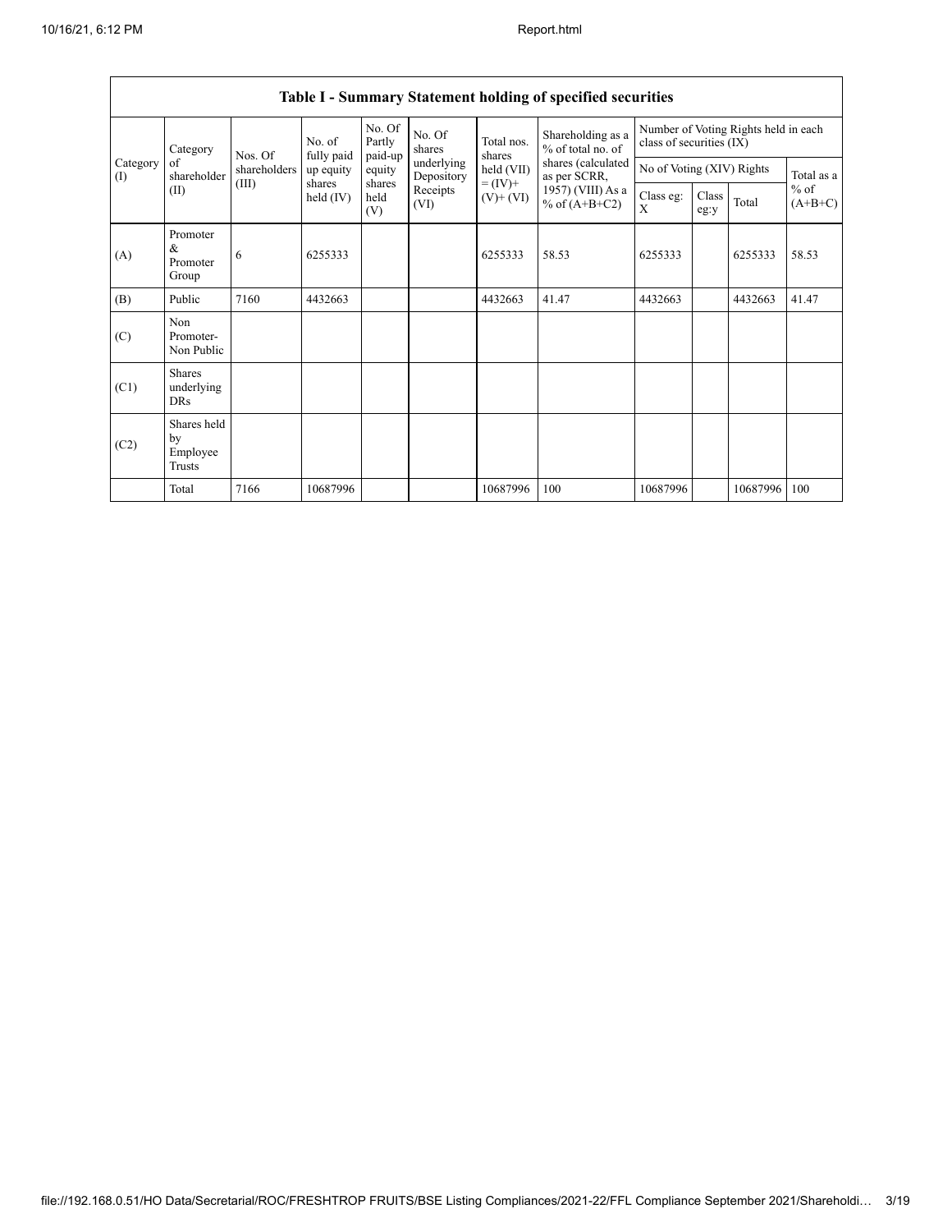| Table I - Summary Statement holding of specified securities | | | | | | | | | | | | |
|---|---|---|---|---|---|---|---|---|---|---|---|---|
| Category (I) | Category of shareholder (II) | Nos. Of shareholders (III) | No. of fully paid up equity shares held (IV) | No. Of Partly paid-up equity shares held (V) | No. Of shares underlying Depository Receipts (VI) | Total nos. shares held (VII) = (IV)+ (V)+ (VI) | Shareholding as a % of total no. of shares (calculated as per SCRR, 1957) (VIII) As a % of (A+B+C2) | Number of Voting Rights held in each class of securities (IX) | | | |
| | | | | | | | | No of Voting (XIV) Rights | | | Total as a % of (A+B+C) |
| | | | | | | | | Class eg: X | Class eg:y | Total | |
| (A) | Promoter & Promoter Group | 6 | 6255333 | | | 6255333 | 58.53 | 6255333 | | 6255333 | 58.53 |
| (B) | Public | 7160 | 4432663 | | | 4432663 | 41.47 | 4432663 | | 4432663 | 41.47 |
| (C) | Non Promoter- Non Public | | | | | | | | | | |
| (C1) | Shares underlying DRs | | | | | | | | | | |
| (C2) | Shares held by Employee Trusts | | | | | | | | | | |
| | Total | 7166 | 10687996 | | | 10687996 | 100 | 10687996 | | 10687996 | 100 |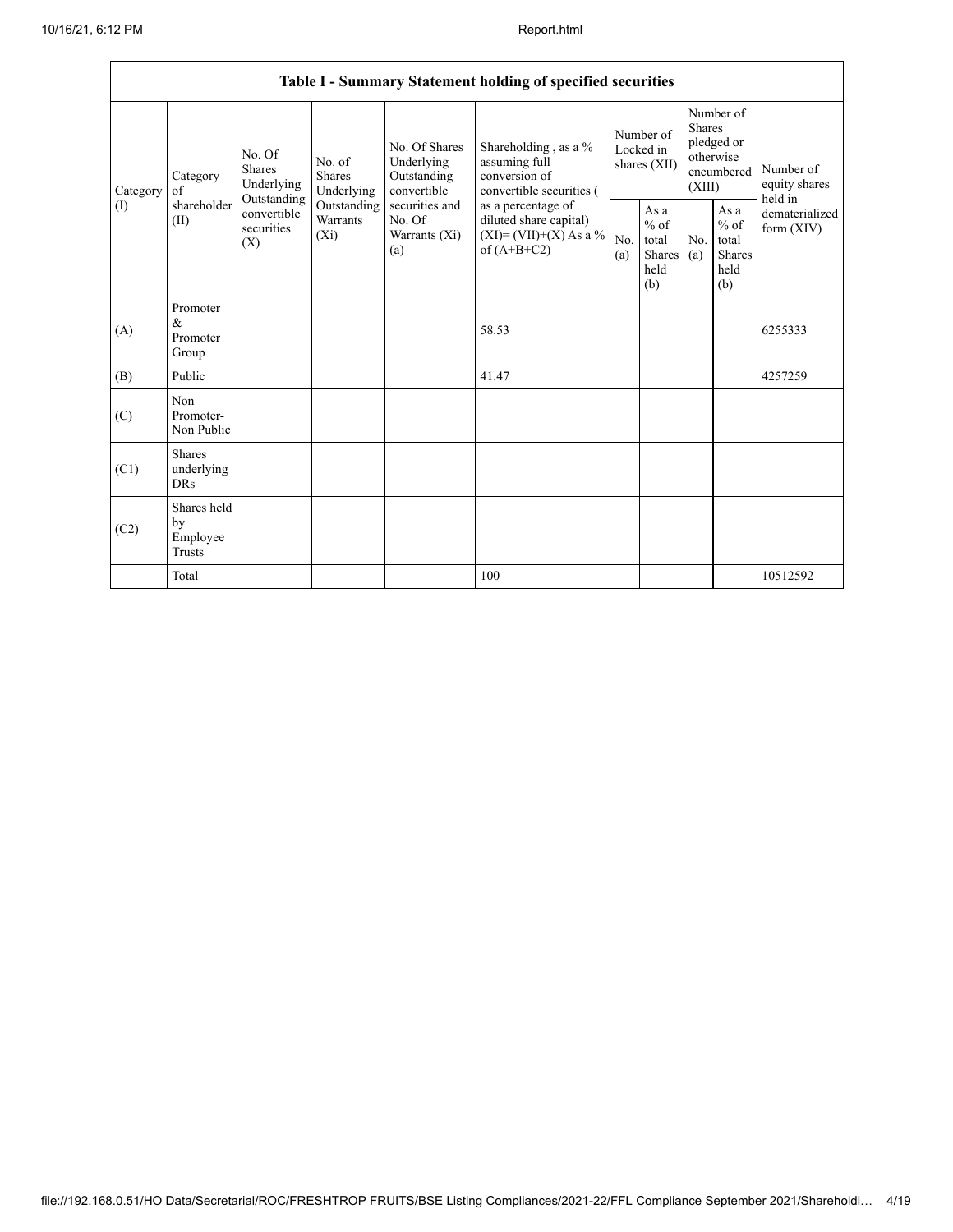| Table I - Summary Statement holding of specified securities | | | | | | | | | | | |
|---|---|---|---|---|---|---|---|---|---|---|---|
| Category (I) | Category of shareholder (II) | No. Of Shares Underlying Outstanding convertible securities (X) | No. of Shares Underlying Outstanding Warrants (Xi) | No. Of Shares Underlying Outstanding convertible securities and No. Of Warrants (Xi) (a) | Shareholding , as a % assuming full conversion of convertible securities ( as a percentage of diluted share capital) (XI)= (VII)+(X) As a % of (A+B+C2) | Number of Locked in shares (XII) | | Number of Shares pledged or otherwise encumbered (XIII) | | Number of equity shares held in dematerialized form (XIV) |
| | | | | | | No. (a) | As a % of total Shares held (b) | No. (a) | As a % of total Shares held (b) | |
| (A) | Promoter & Promoter Group | | | | 58.53 | | | | | 6255333 |
| (B) | Public | | | | 41.47 | | | | | 4257259 |
| (C) | Non Promoter- Non Public | | | | | | | | | |
| (C1) | Shares underlying DRs | | | | | | | | | |
| (C2) | Shares held by Employee Trusts | | | | | | | | | |
| | Total | | | | 100 | | | | | 10512592 |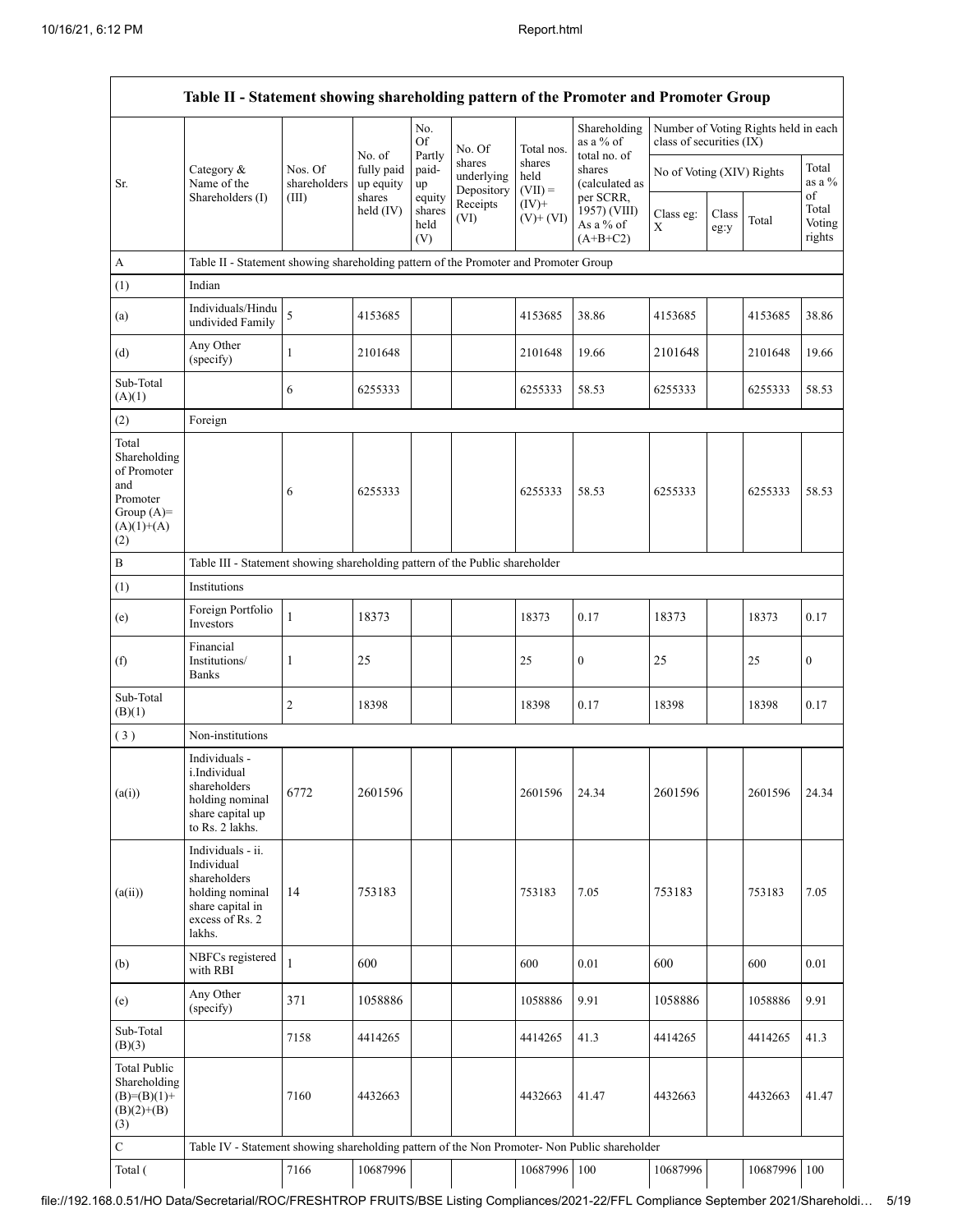| Table II - Statement showing shareholding pattern of the Promoter and Promoter Group | | | | | | | | | | | |
|---|---|---|---|---|---|---|---|---|---|---|---|
| Sr. | Category & Name of the Shareholders (I) | Nos. Of shareholders (III) | No. of fully paid up equity shares held (IV) | No. Of Partly paid-up equity shares held (V) | No. Of shares underlying Depository Receipts (VI) | Total nos. shares held (VII) = (IV)+ (V)+ (VI) | Shareholding as a % of total no. of shares (calculated as per SCRR, 1957) (VIII) As a % of (A+B+C2) | Number of Voting Rights held in each class of securities (IX) | | | |
| | | | | | | | | No of Voting (XIV) Rights | | | Total as a % of Total Voting rights |
| | | | | | | | | Class eg: X | Class eg:y | Total | |
| A | Table II - Statement showing shareholding pattern of the Promoter and Promoter Group | | | | | | | | | | |
| (1) | Indian | | | | | | | | | | |
| (a) | Individuals/Hindu undivided Family | 5 | 4153685 | | | 4153685 | 38.86 | 4153685 | | 4153685 | 38.86 |
| (d) | Any Other (specify) | 1 | 2101648 | | | 2101648 | 19.66 | 2101648 | | 2101648 | 19.66 |
| Sub-Total (A)(1) | | 6 | 6255333 | | | 6255333 | 58.53 | 6255333 | | 6255333 | 58.53 |
| (2) | Foreign | | | | | | | | | | |
| Total Shareholding of Promoter and Promoter Group (A)= (A)(1)+(A)(2) | | 6 | 6255333 | | | 6255333 | 58.53 | 6255333 | | 6255333 | 58.53 |
| B | Table III - Statement showing shareholding pattern of the Public shareholder | | | | | | | | | | |
| (1) | Institutions | | | | | | | | | | |
| (e) | Foreign Portfolio Investors | 1 | 18373 | | | 18373 | 0.17 | 18373 | | 18373 | 0.17 |
| (f) | Financial Institutions/ Banks | 1 | 25 | | | 25 | 0 | 25 | | 25 | 0 |
| Sub-Total (B)(1) | | 2 | 18398 | | | 18398 | 0.17 | 18398 | | 18398 | 0.17 |
| (3) | Non-institutions | | | | | | | | | | |
| (a(i)) | Individuals - i.Individual shareholders holding nominal share capital up to Rs. 2 lakhs. | 6772 | 2601596 | | | 2601596 | 24.34 | 2601596 | | 2601596 | 24.34 |
| (a(ii)) | Individuals - ii. Individual shareholders holding nominal share capital in excess of Rs. 2 lakhs. | 14 | 753183 | | | 753183 | 7.05 | 753183 | | 753183 | 7.05 |
| (b) | NBFCs registered with RBI | 1 | 600 | | | 600 | 0.01 | 600 | | 600 | 0.01 |
| (e) | Any Other (specify) | 371 | 1058886 | | | 1058886 | 9.91 | 1058886 | | 1058886 | 9.91 |
| Sub-Total (B)(3) | | 7158 | 4414265 | | | 4414265 | 41.3 | 4414265 | | 4414265 | 41.3 |
| Total Public Shareholding (B)=(B)(1)+(B)(2)+(B)(3) | | 7160 | 4432663 | | | 4432663 | 41.47 | 4432663 | | 4432663 | 41.47 |
| C | Table IV - Statement showing shareholding pattern of the Non Promoter- Non Public shareholder | | | | | | | | | | |
| Total ( | | 7166 | 10687996 | | | 10687996 | 100 | 10687996 | | 10687996 | 100 |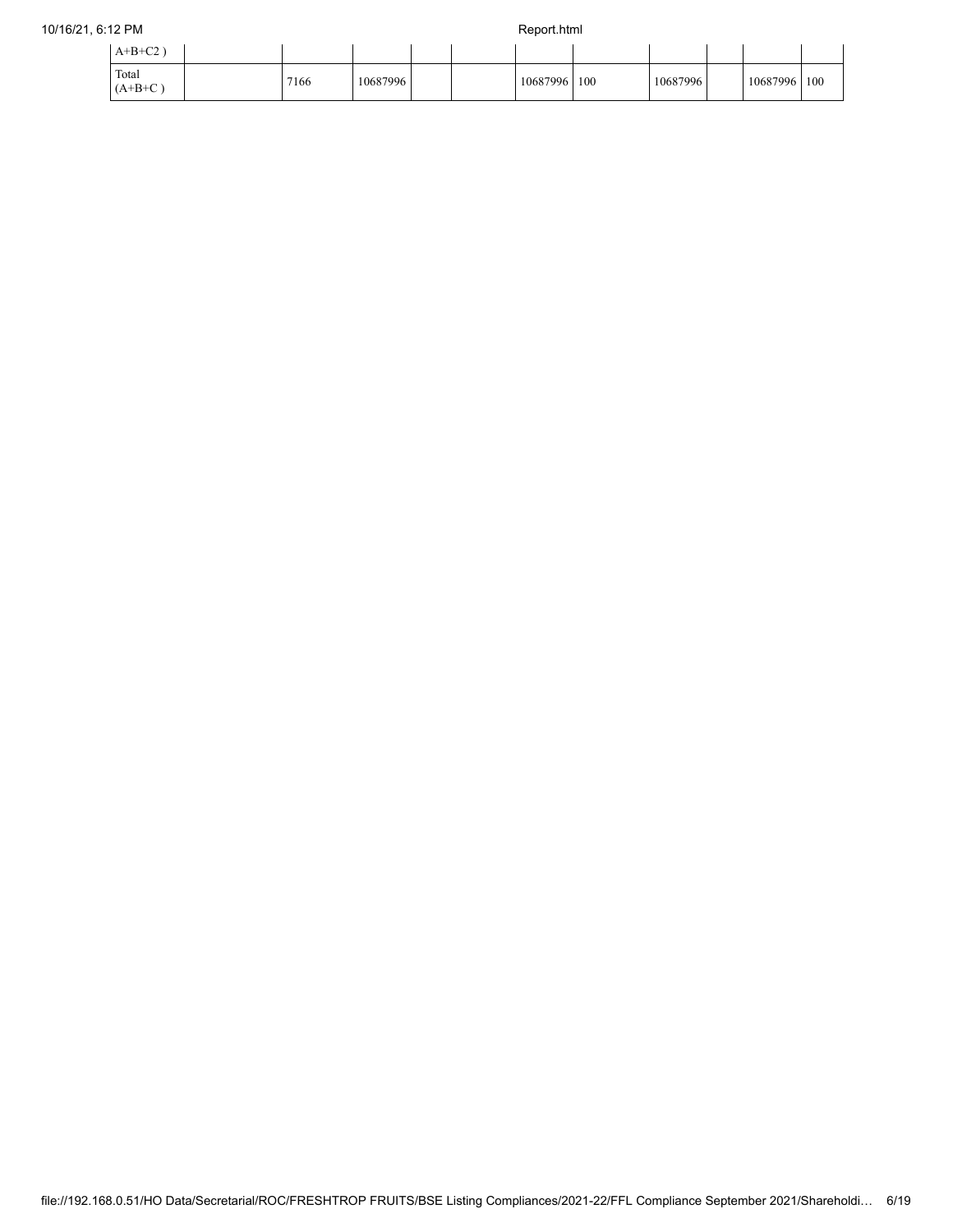| A+B+C2 ) | | | | | | | | | | | |
|---|---|---|---|---|---|---|---|---|---|---|---|
| Total (A+B+C ) | | 7166 | 10687996 | | | 10687996 | 100 | 10687996 | | 10687996 | 100 |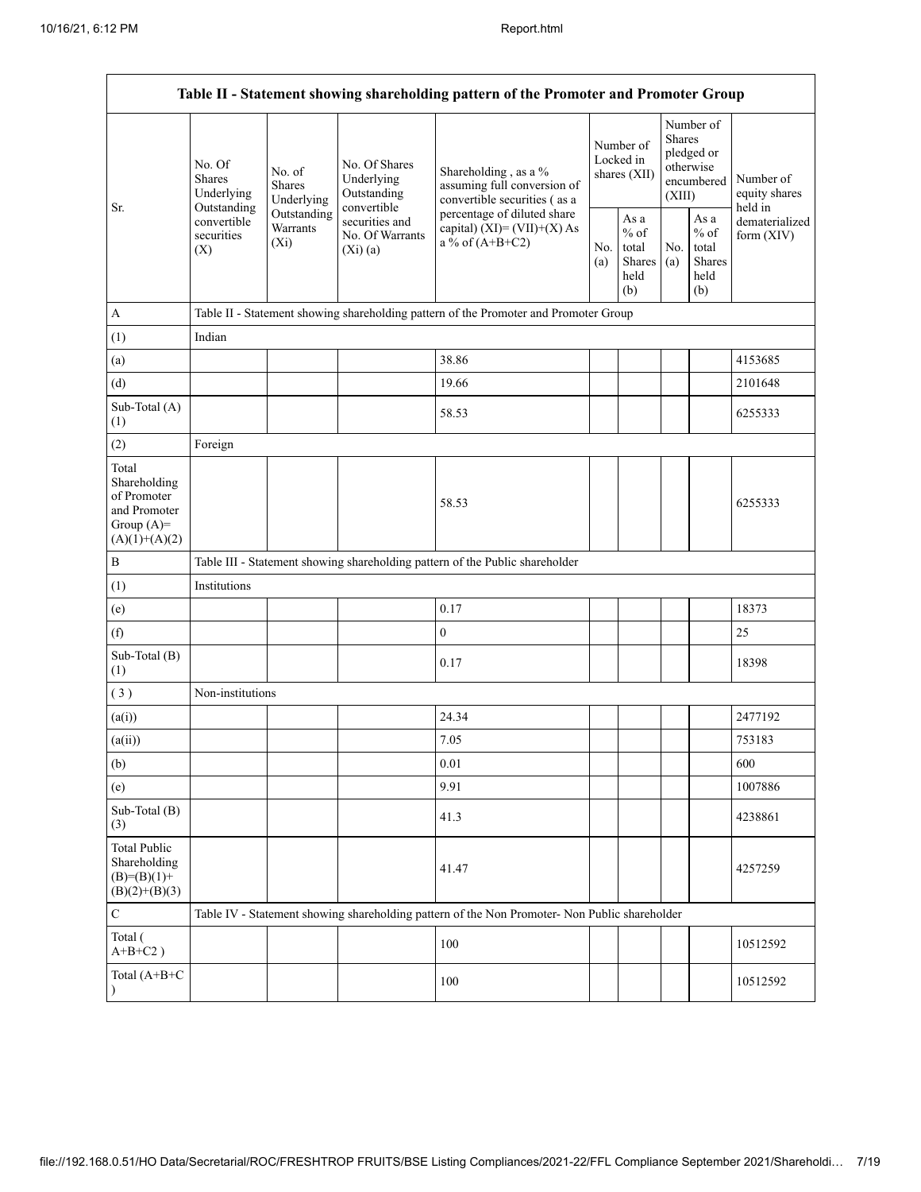| Table II - Statement showing shareholding pattern of the Promoter and Promoter Group | | | | | | | | | |
|---|---|---|---|---|---|---|---|---|---|
| Sr. | No. Of Shares Underlying Outstanding convertible securities (X) | No. of Shares Underlying Outstanding Warrants (Xi) | No. Of Shares Underlying Outstanding convertible securities and No. Of Warrants (Xi) (a) | Shareholding , as a % assuming full conversion of convertible securities ( as a percentage of diluted share capital) (XI)= (VII)+(X) As a % of (A+B+C2) | Number of Locked in shares (XII) | | Number of Shares pledged or otherwise encumbered (XIII) | | Number of equity shares held in dematerialized form (XIV) |
| | | | | | No. (a) | As a % of total Shares held (b) | No. (a) | As a % of total Shares held (b) | |
| A | Table II - Statement showing shareholding pattern of the Promoter and Promoter Group | | | | | | | | |
| (1) | Indian | | | | | | | | |
| (a) | | | | 38.86 | | | | | 4153685 |
| (d) | | | | 19.66 | | | | | 2101648 |
| Sub-Total (A) (1) | | | | 58.53 | | | | | 6255333 |
| (2) | Foreign | | | | | | | | |
| Total Shareholding of Promoter and Promoter Group (A)= (A)(1)+(A)(2) | | | | 58.53 | | | | | 6255333 |
| B | Table III - Statement showing shareholding pattern of the Public shareholder | | | | | | | | |
| (1) | Institutions | | | | | | | | |
| (e) | | | | 0.17 | | | | | 18373 |
| (f) | | | | 0 | | | | | 25 |
| Sub-Total (B) (1) | | | | 0.17 | | | | | 18398 |
| ( 3 ) | Non-institutions | | | | | | | | |
| (a(i)) | | | | 24.34 | | | | | 2477192 |
| (a(ii)) | | | | 7.05 | | | | | 753183 |
| (b) | | | | 0.01 | | | | | 600 |
| (e) | | | | 9.91 | | | | | 1007886 |
| Sub-Total (B) (3) | | | | 41.3 | | | | | 4238861 |
| Total Public Shareholding (B)=(B)(1)+(B)(2)+(B)(3) | | | | 41.47 | | | | | 4257259 |
| C | Table IV - Statement showing shareholding pattern of the Non Promoter- Non Public shareholder | | | | | | | | |
| Total ( A+B+C2 ) | | | | 100 | | | | | 10512592 |
| Total (A+B+C ) | | | | 100 | | | | | 10512592 |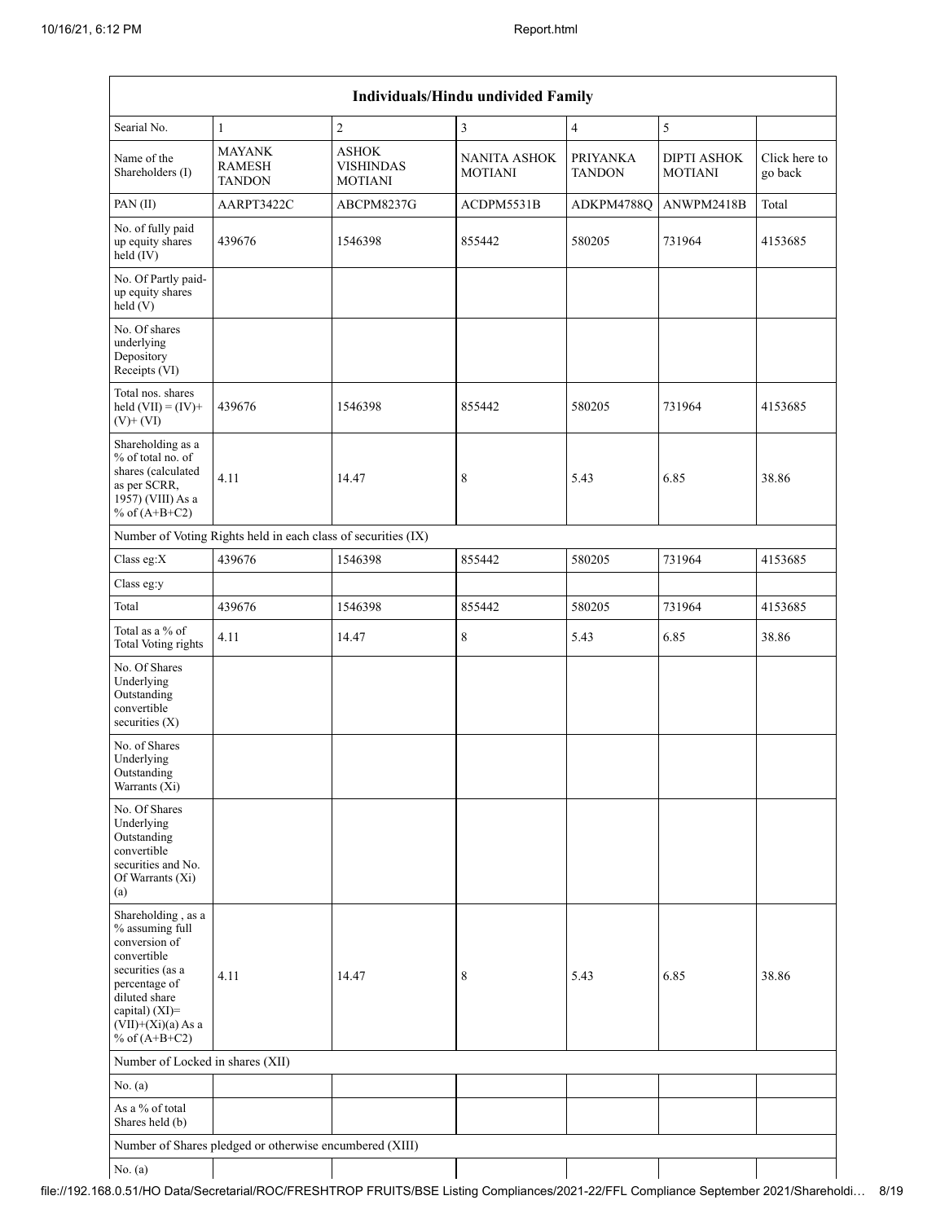| Individuals/Hindu undivided Family | | | | | | |
|---|---|---|---|---|---|---|
| Searial No. | 1 | 2 | 3 | 4 | 5 | |
| Name of the Shareholders (I) | MAYANK RAMESH TANDON | ASHOK VISHINDAS MOTIANI | NANITA ASHOK MOTIANI | PRIYANKA TANDON | DIPTI ASHOK MOTIANI | Click here to go back |
| PAN (II) | AARPT3422C | ABCPM8237G | ACDPM5531B | ADKPM4788Q | ANWPM2418B | Total |
| No. of fully paid up equity shares held (IV) | 439676 | 1546398 | 855442 | 580205 | 731964 | 4153685 |
| No. Of Partly paid-up equity shares held (V) | | | | | | |
| No. Of shares underlying Depository Receipts (VI) | | | | | | |
| Total nos. shares held (VII) = (IV)+(V)+ (VI) | 439676 | 1546398 | 855442 | 580205 | 731964 | 4153685 |
| Shareholding as a % of total no. of shares (calculated as per SCRR, 1957) (VIII) As a % of (A+B+C2) | 4.11 | 14.47 | 8 | 5.43 | 6.85 | 38.86 |
| Number of Voting Rights held in each class of securities (IX) | | | | | | |
| Class eg:X | 439676 | 1546398 | 855442 | 580205 | 731964 | 4153685 |
| Class eg:y | | | | | | |
| Total | 439676 | 1546398 | 855442 | 580205 | 731964 | 4153685 |
| Total as a % of Total Voting rights | 4.11 | 14.47 | 8 | 5.43 | 6.85 | 38.86 |
| No. Of Shares Underlying Outstanding convertible securities (X) | | | | | | |
| No. of Shares Underlying Outstanding Warrants (Xi) | | | | | | |
| No. Of Shares Underlying Outstanding convertible securities and No. Of Warrants (Xi) (a) | | | | | | |
| Shareholding , as a % assuming full conversion of convertible securities (as a percentage of diluted share capital) (XI)= (VII)+(Xi)(a) As a % of (A+B+C2) | 4.11 | 14.47 | 8 | 5.43 | 6.85 | 38.86 |
| Number of Locked in shares (XII) | | | | | | |
| No. (a) | | | | | | |
| As a % of total Shares held (b) | | | | | | |
| Number of Shares pledged or otherwise encumbered (XIII) | | | | | | |
| No. (a) | | | | | | |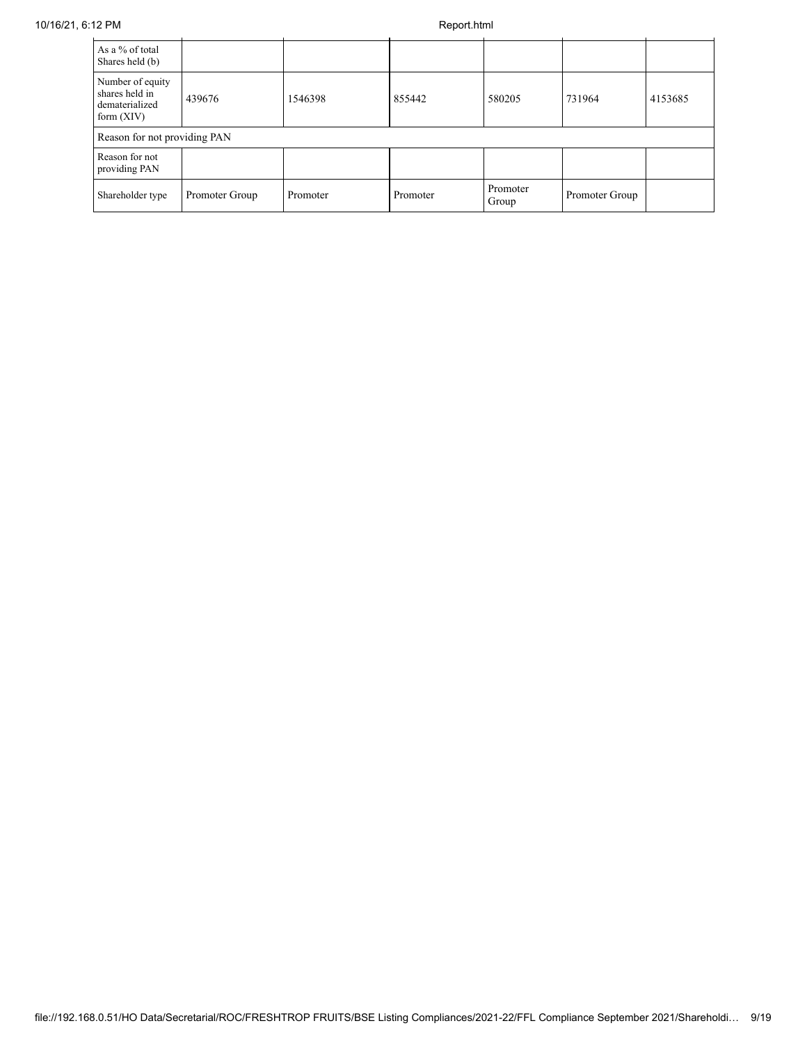| As a % of total Shares held (b) | | | | | | |
|---|---|---|---|---|---|---|
| Number of equity shares held in dematerialized form (XIV) | 439676 | 1546398 | 855442 | 580205 | 731964 | 4153685 |
| Reason for not providing PAN | | | | | | |
| Reason for not providing PAN | | | | | | |
| Shareholder type | Promoter Group | Promoter | Promoter | Promoter Group | Promoter Group | |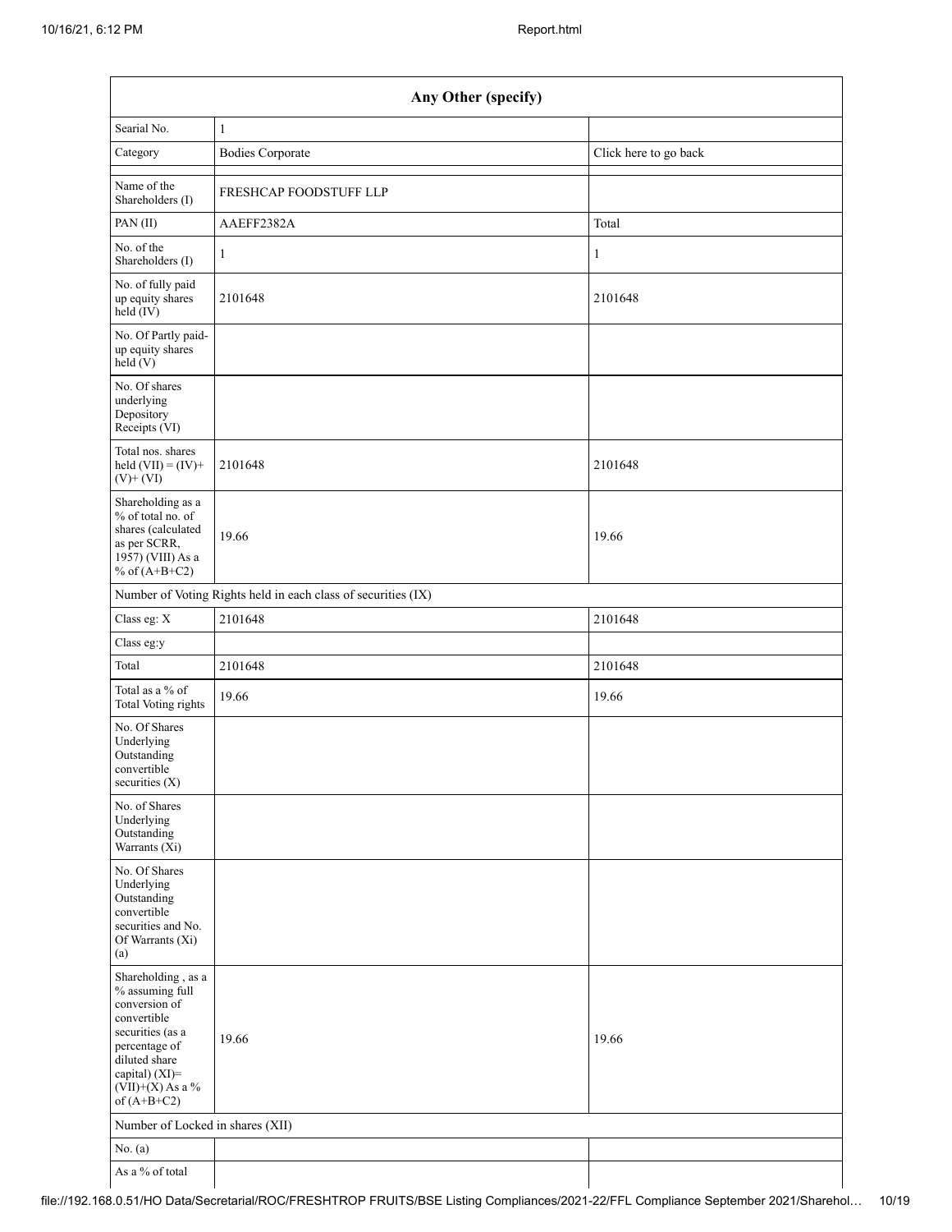| Any Other (specify) | | |
|---|---|---|
| Searial No. | 1 | |
| Category | Bodies Corporate | Click here to go back |
| Name of the Shareholders (I) | FRESHCAP FOODSTUFF LLP | |
| PAN (II) | AAEFF2382A | Total |
| No. of the Shareholders (I) | 1 | 1 |
| No. of fully paid up equity shares held (IV) | 2101648 | 2101648 |
| No. Of Partly paid-up equity shares held (V) | | |
| No. Of shares underlying Depository Receipts (VI) | | |
| Total nos. shares held (VII) = (IV)+(V)+ (VI) | 2101648 | 2101648 |
| Shareholding as a % of total no. of shares (calculated as per SCRR, 1957) (VIII) As a % of (A+B+C2) | 19.66 | 19.66 |
| Number of Voting Rights held in each class of securities (IX) | | |
| Class eg: X | 2101648 | 2101648 |
| Class eg:y | | |
| Total | 2101648 | 2101648 |
| Total as a % of Total Voting rights | 19.66 | 19.66 |
| No. Of Shares Underlying Outstanding convertible securities (X) | | |
| No. of Shares Underlying Outstanding Warrants (Xi) | | |
| No. Of Shares Underlying Outstanding convertible securities and No. Of Warrants (Xi) (a) | | |
| Shareholding , as a % assuming full conversion of convertible securities (as a percentage of diluted share capital) (XI)= (VII)+(X) As a % of (A+B+C2) | 19.66 | 19.66 |
| Number of Locked in shares (XII) | | |
| No. (a) | | |
| As a % of total | | |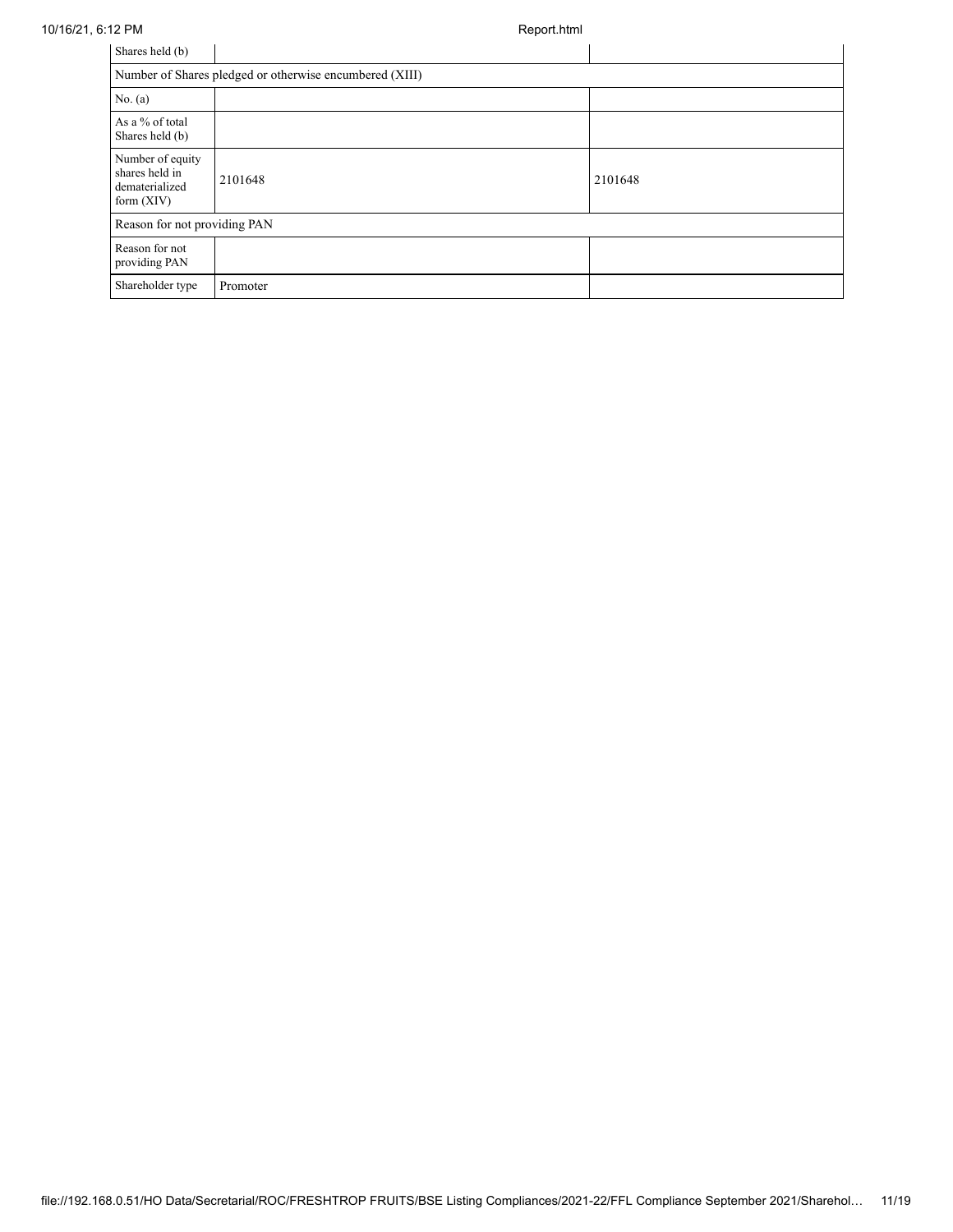| Shares held (b) | | |
| --- | --- | --- |
| Number of Shares pledged or otherwise encumbered (XIII) | | |
| No. (a) | | |
| As a % of total Shares held (b) | | |
| Number of equity shares held in dematerialized form (XIV) | 2101648 | 2101648 |
| Reason for not providing PAN | | |
| Reason for not providing PAN | | |
| Shareholder type | Promoter | |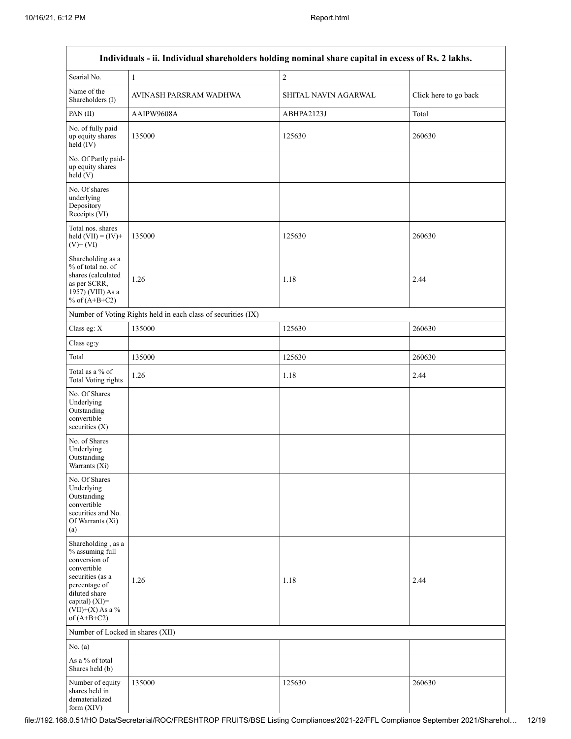| Individuals - ii. Individual shareholders holding nominal share capital in excess of Rs. 2 lakhs. | | | |
|---|---|---|---|
| Searial No. | 1 | 2 | |
| Name of the Shareholders (I) | AVINASH PARSRAM WADHWA | SHITAL NAVIN AGARWAL | Click here to go back |
| PAN (II) | AAIPW9608A | ABHPA2123J | Total |
| No. of fully paid up equity shares held (IV) | 135000 | 125630 | 260630 |
| No. Of Partly paid-up equity shares held (V) | | | |
| No. Of shares underlying Depository Receipts (VI) | | | |
| Total nos. shares held (VII) = (IV)+ (V)+ (VI) | 135000 | 125630 | 260630 |
| Shareholding as a % of total no. of shares (calculated as per SCRR, 1957) (VIII) As a % of (A+B+C2) | 1.26 | 1.18 | 2.44 |
| Number of Voting Rights held in each class of securities (IX) | | | |
| Class eg: X | 135000 | 125630 | 260630 |
| Class eg:y | | | |
| Total | 135000 | 125630 | 260630 |
| Total as a % of Total Voting rights | 1.26 | 1.18 | 2.44 |
| No. Of Shares Underlying Outstanding convertible securities (X) | | | |
| No. of Shares Underlying Outstanding Warrants (Xi) | | | |
| No. Of Shares Underlying Outstanding convertible securities and No. Of Warrants (Xi) (a) | | | |
| Shareholding , as a % assuming full conversion of convertible securities (as a percentage of diluted share capital) (XI)= (VII)+(X) As a % of (A+B+C2) | 1.26 | 1.18 | 2.44 |
| Number of Locked in shares (XII) | | | |
| No. (a) | | | |
| As a % of total Shares held (b) | | | |
| Number of equity shares held in dematerialized form (XIV) | 135000 | 125630 | 260630 |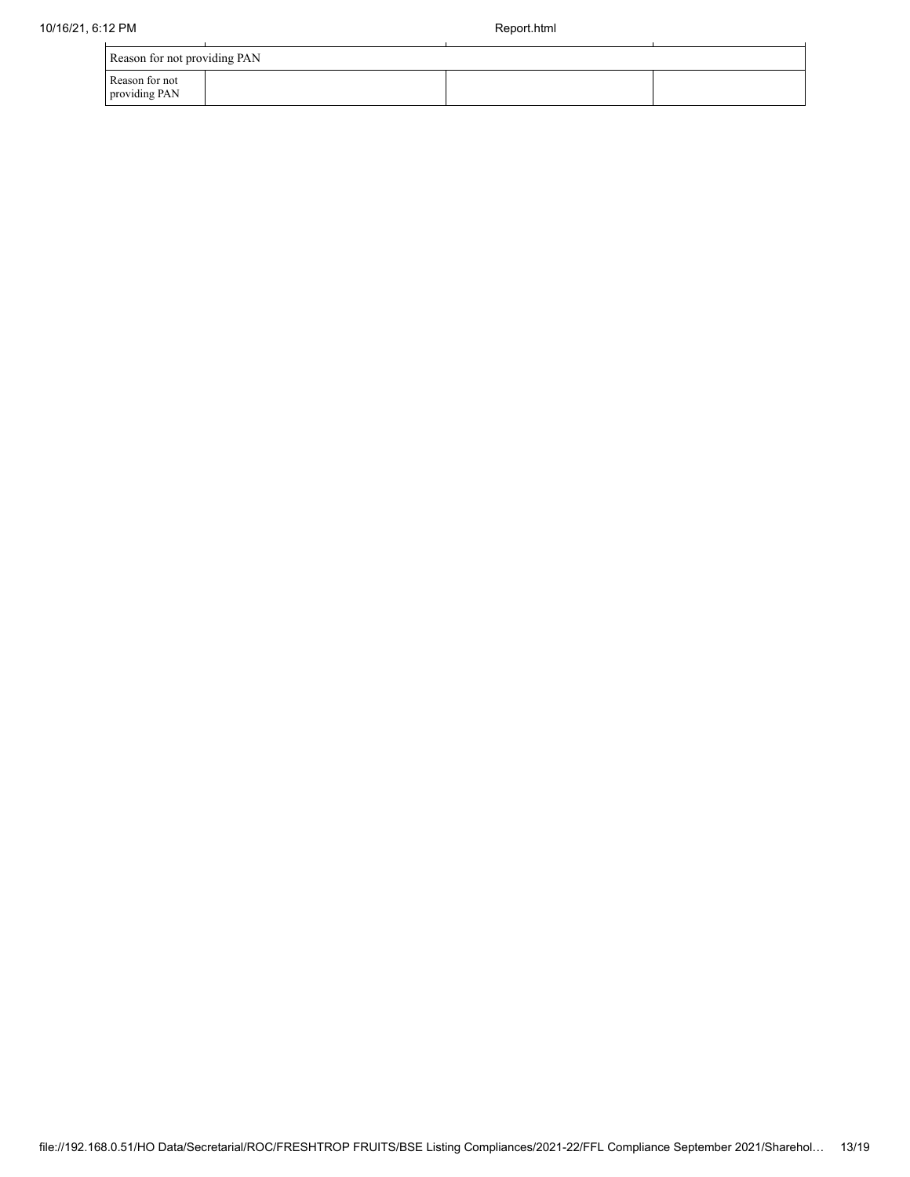| Reason for not providing PAN | | | |
|---|---|---|---|
| Reason for not providing PAN | | | |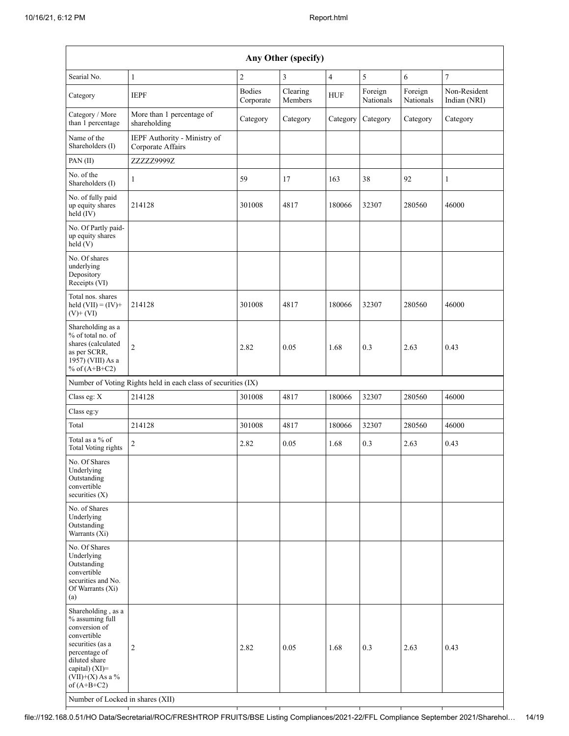| Any Other (specify) | | | | | | | |
|---|---|---|---|---|---|---|---|
| Searial No. | 1 | 2 | 3 | 4 | 5 | 6 | 7 |
| Category | IEPF | Bodies Corporate | Clearing Members | HUF | Foreign Nationals | Foreign Nationals | Non-Resident Indian (NRI) |
| Category / More than 1 percentage | More than 1 percentage of shareholding | Category | Category | Category | Category | Category | Category |
| Name of the Shareholders (I) | IEPF Authority - Ministry of Corporate Affairs | | | | | | |
| PAN (II) | ZZZZZ9999Z | | | | | | |
| No. of the Shareholders (I) | 1 | 59 | 17 | 163 | 38 | 92 | 1 |
| No. of fully paid up equity shares held (IV) | 214128 | 301008 | 4817 | 180066 | 32307 | 280560 | 46000 |
| No. Of Partly paid-up equity shares held (V) | | | | | | | |
| No. Of shares underlying Depository Receipts (VI) | | | | | | | |
| Total nos. shares held (VII) = (IV)+(V)+ (VI) | 214128 | 301008 | 4817 | 180066 | 32307 | 280560 | 46000 |
| Shareholding as a % of total no. of shares (calculated as per SCRR, 1957) (VIII) As a % of (A+B+C2) | 2 | 2.82 | 0.05 | 1.68 | 0.3 | 2.63 | 0.43 |
| Number of Voting Rights held in each class of securities (IX) | | | | | | | |
| Class eg: X | 214128 | 301008 | 4817 | 180066 | 32307 | 280560 | 46000 |
| Class eg:y | | | | | | | |
| Total | 214128 | 301008 | 4817 | 180066 | 32307 | 280560 | 46000 |
| Total as a % of Total Voting rights | 2 | 2.82 | 0.05 | 1.68 | 0.3 | 2.63 | 0.43 |
| No. Of Shares Underlying Outstanding convertible securities (X) | | | | | | | |
| No. of Shares Underlying Outstanding Warrants (Xi) | | | | | | | |
| No. Of Shares Underlying Outstanding convertible securities and No. Of Warrants (Xi) (a) | | | | | | | |
| Shareholding , as a % assuming full conversion of convertible securities (as a percentage of diluted share capital) (XI)= (VII)+(X) As a % of (A+B+C2) | 2 | 2.82 | 0.05 | 1.68 | 0.3 | 2.63 | 0.43 |
| Number of Locked in shares (XII) | | | | | | | |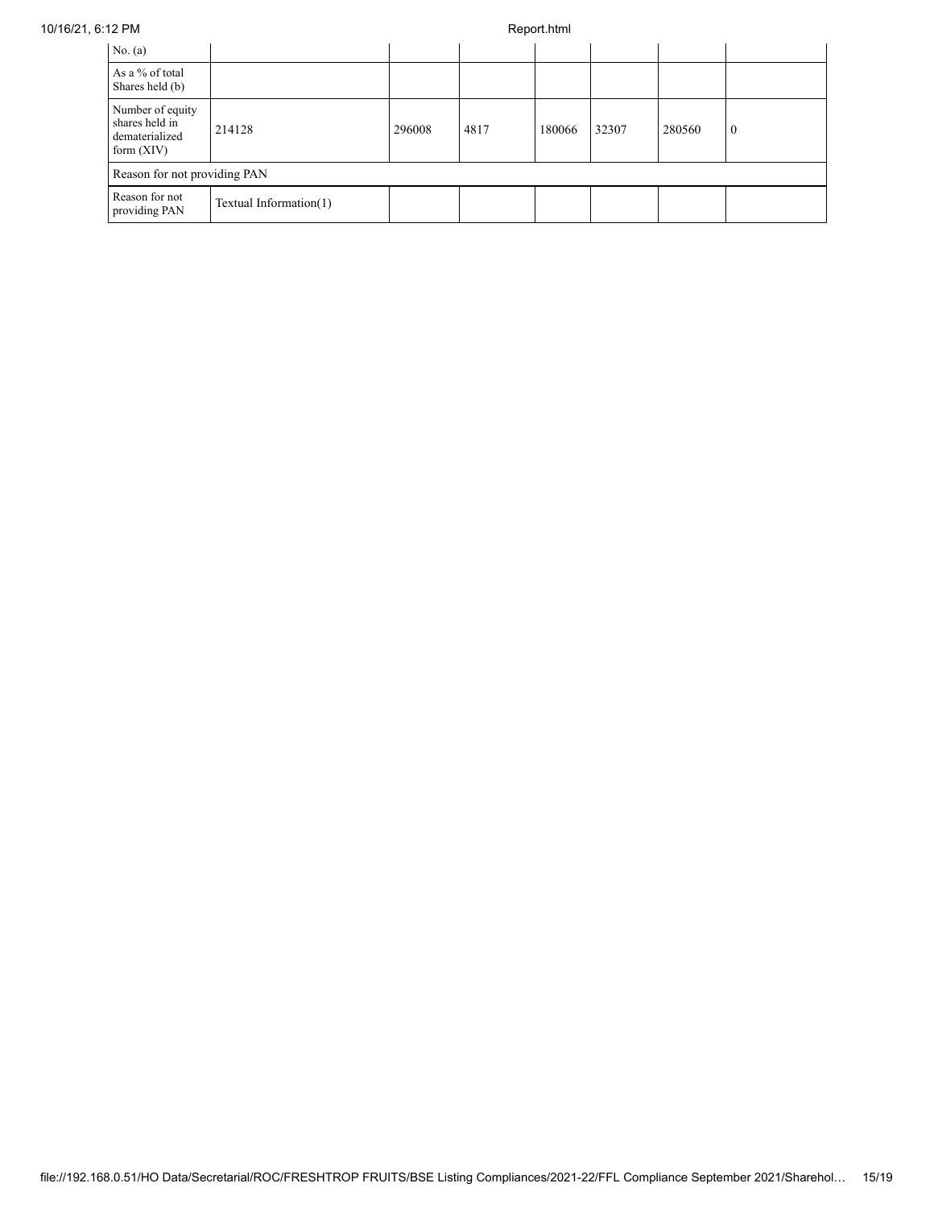| | | | | | | | |
|---|---|---|---|---|---|---|---|
| No. (a) | | | | | | | |
| As a % of total Shares held (b) | | | | | | | |
| Number of equity shares held in dematerialized form (XIV) | 214128 | 296008 | 4817 | 180066 | 32307 | 280560 | 0 |
| Reason for not providing PAN | | | | | | | |
| Reason for not providing PAN | Textual Information(1) | | | | | | |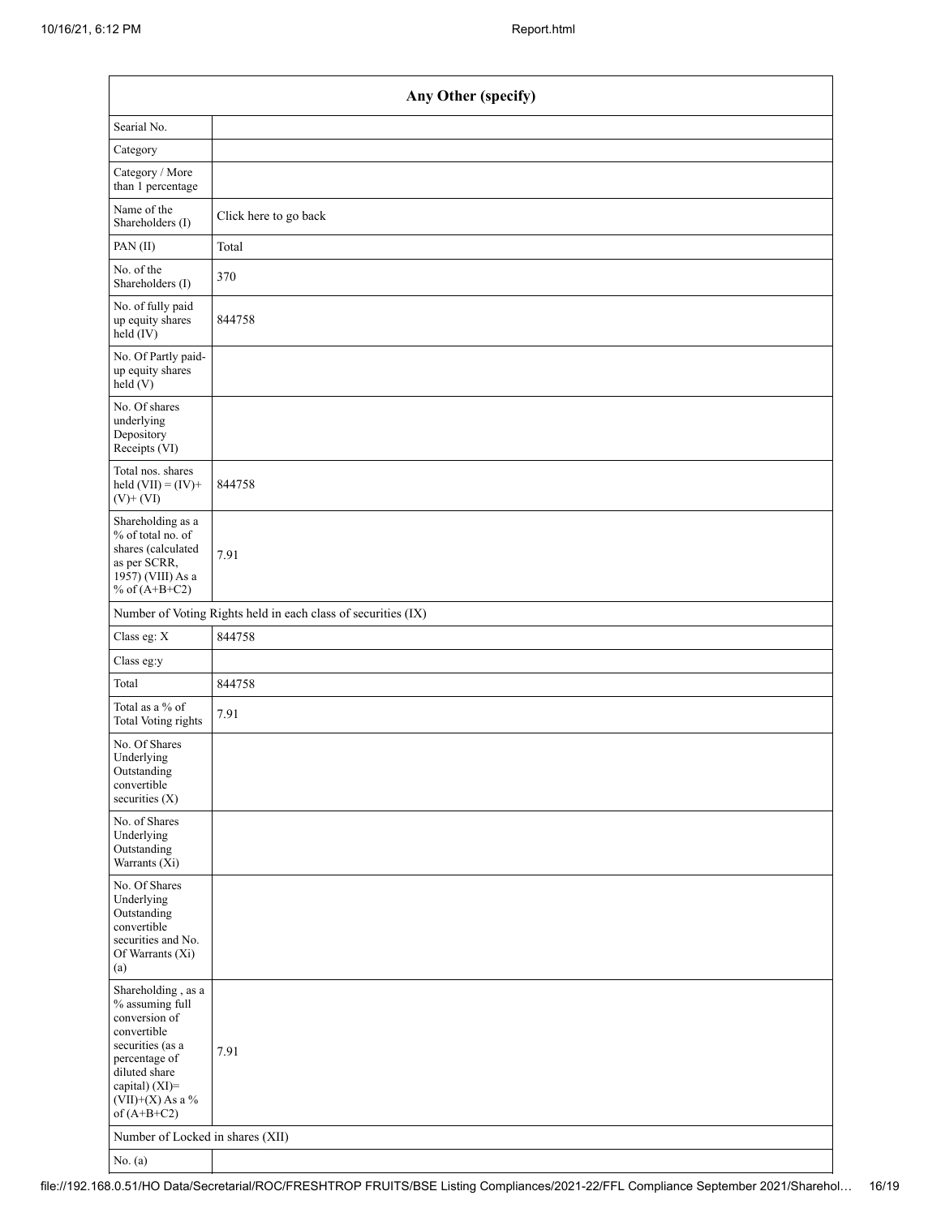| Any Other (specify) | |
|---|---|
| Searial No. | |
| Category | |
| Category / More than 1 percentage | |
| Name of the Shareholders (I) | Click here to go back |
| PAN (II) | Total |
| No. of the Shareholders (I) | 370 |
| No. of fully paid up equity shares held (IV) | 844758 |
| No. Of Partly paid-up equity shares held (V) | |
| No. Of shares underlying Depository Receipts (VI) | |
| Total nos. shares held (VII) = (IV)+ (V)+ (VI) | 844758 |
| Shareholding as a % of total no. of shares (calculated as per SCRR, 1957) (VIII) As a % of (A+B+C2) | 7.91 |
| Number of Voting Rights held in each class of securities (IX) | |
| Class eg: X | 844758 |
| Class eg:y | |
| Total | 844758 |
| Total as a % of Total Voting rights | 7.91 |
| No. Of Shares Underlying Outstanding convertible securities (X) | |
| No. of Shares Underlying Outstanding Warrants (Xi) | |
| No. Of Shares Underlying Outstanding convertible securities and No. Of Warrants (Xi) (a) | |
| Shareholding , as a % assuming full conversion of convertible securities (as a percentage of diluted share capital) (XI)= (VII)+(X) As a % of (A+B+C2) | 7.91 |
| Number of Locked in shares (XII) | |
| No. (a) | |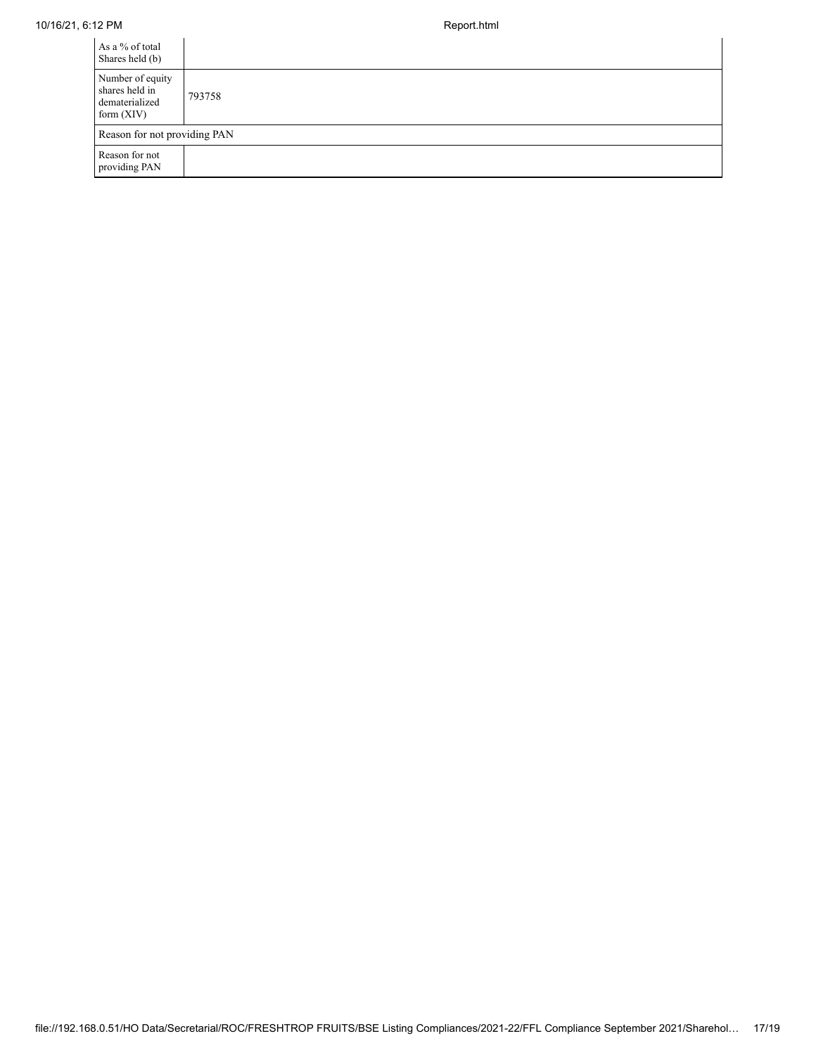| | |
|---|---|
| As a % of total Shares held (b) | |
| Number of equity shares held in dematerialized form (XIV) | 793758 |
| Reason for not providing PAN | |
| Reason for not providing PAN | |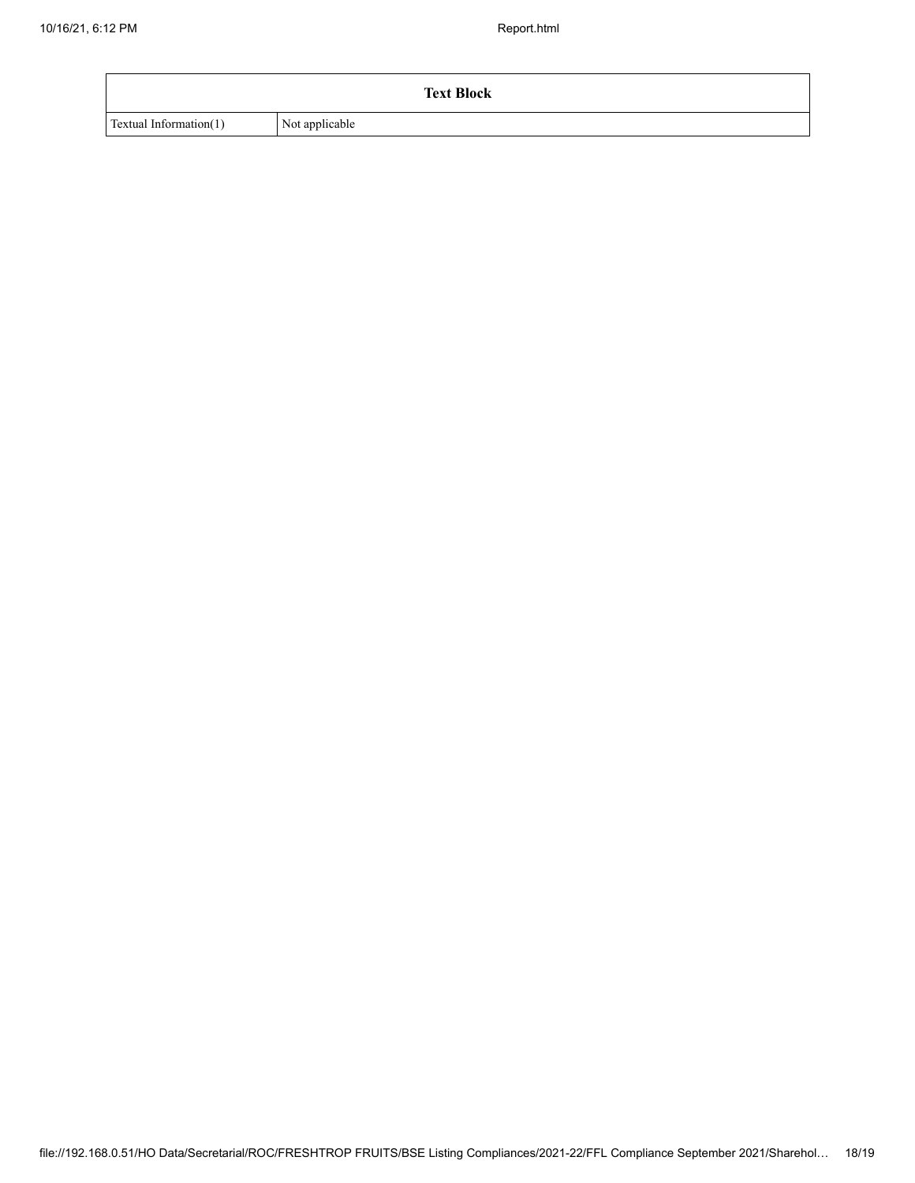| Text Block | |
|---|---|
| Textual Information(1) | Not applicable |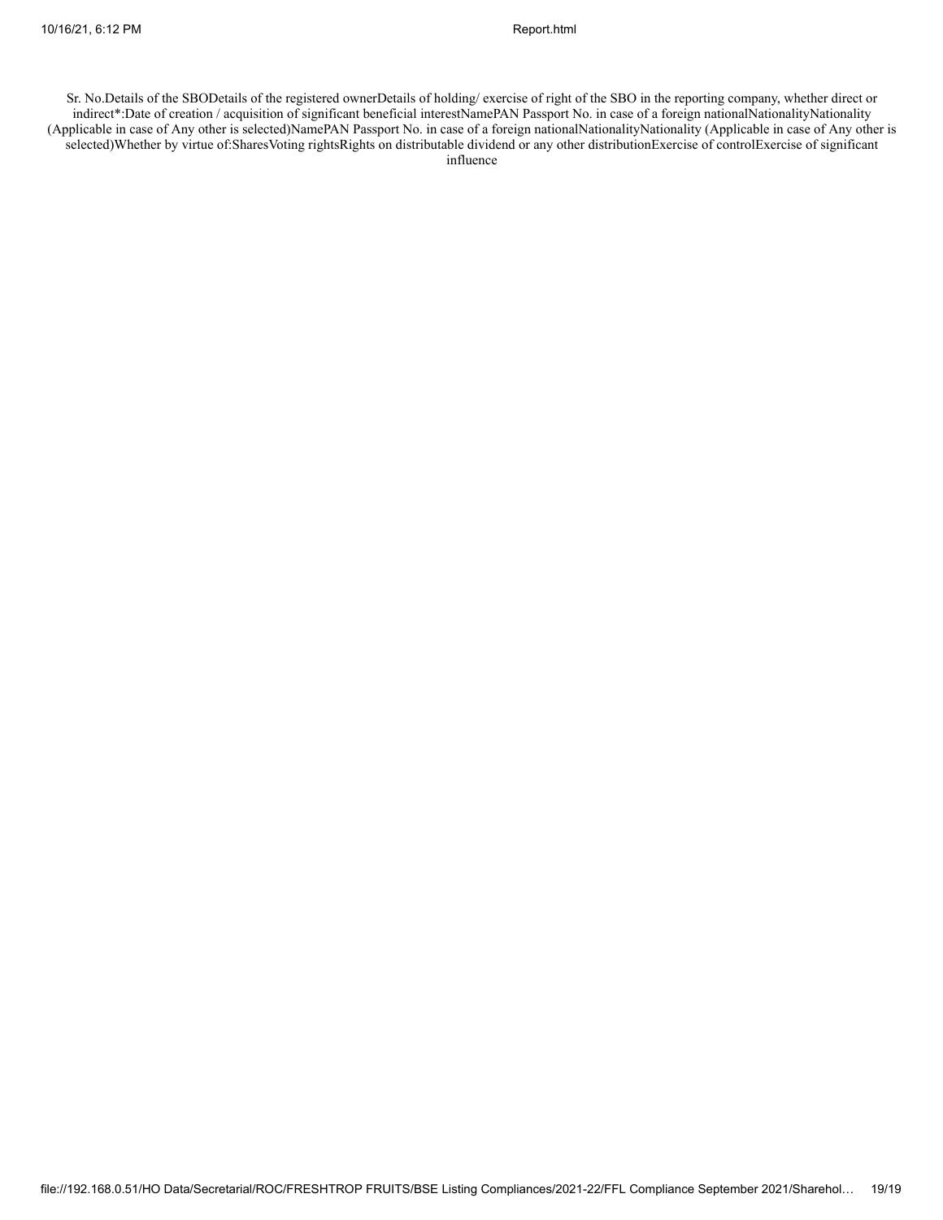Sr. No.Details of the SBODetails of the registered ownerDetails of holding/ exercise of right of the SBO in the reporting company, whether direct or indirect*:Date of creation / acquisition of significant beneficial interestNamePAN Passport No. in case of a foreign nationalNationalityNationality (Applicable in case of Any other is selected)NamePAN Passport No. in case of a foreign nationalNationalityNationality (Applicable in case of Any other is selected)Whether by virtue of:SharesVoting rightsRights on distributable dividend or any other distributionExercise of controlExercise of significant influence